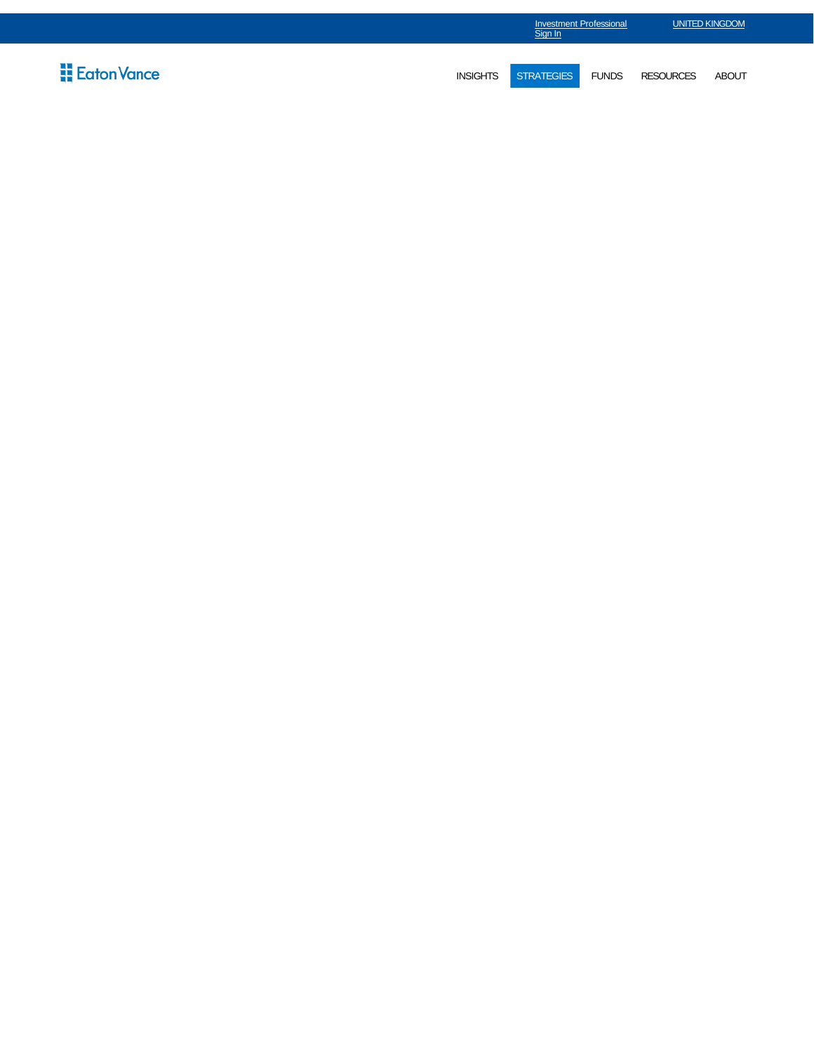Investment Professional Sign In

UNITED KINGDOM

Eaton Vance

INSIGHTS STRATEGIES FUNDS RESOURCES ABOUT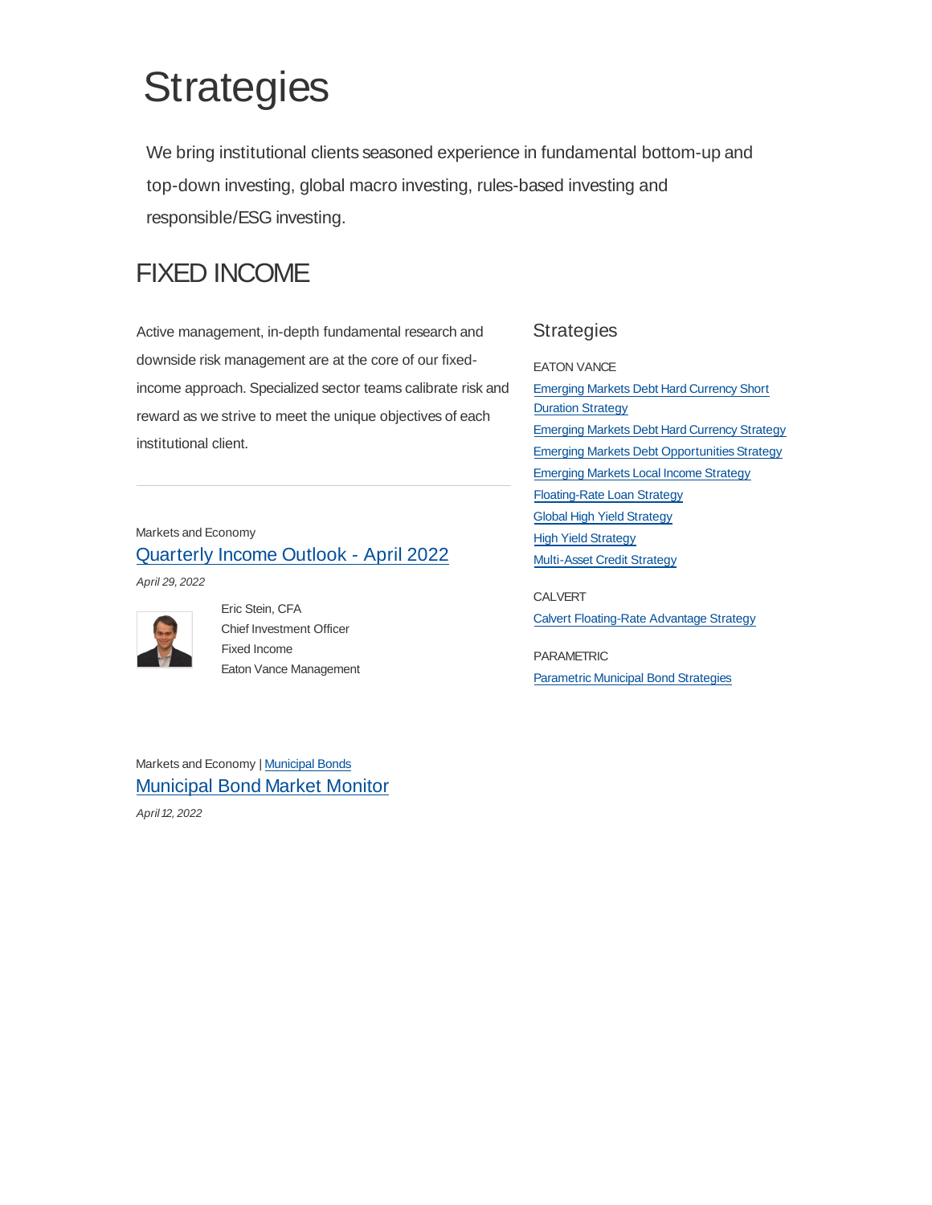# Strategies

We bring institutional clients seasoned experience in fundamental bottom-up and top-down investing, global macro investing, rules-based investing and responsible/ESG investing.

## FIXED INCOME

Active management, in-depth fundamental research and downside risk management are at the core of our fixed-income approach. Specialized sector teams calibrate risk and reward as we strive to meet the unique objectives of each institutional client.

---

Markets and Economy

### Quarterly Income Outlook - April 2022

*April 29, 2022*

Eric Stein, CFA
Chief Investment Officer
Fixed Income
Eaton Vance Management

Markets and Economy | Municipal Bonds

### Municipal Bond Market Monitor

*April 12, 2022*

### Strategies

EATON VANCE

- Emerging Markets Debt Hard Currency Short Duration Strategy
- Emerging Markets Debt Hard Currency Strategy
- Emerging Markets Debt Opportunities Strategy
- Emerging Markets Local Income Strategy
- Floating-Rate Loan Strategy
- Global High Yield Strategy
- High Yield Strategy
- Multi-Asset Credit Strategy

CALVERT

- Calvert Floating-Rate Advantage Strategy

PARAMETRIC

- Parametric Municipal Bond Strategies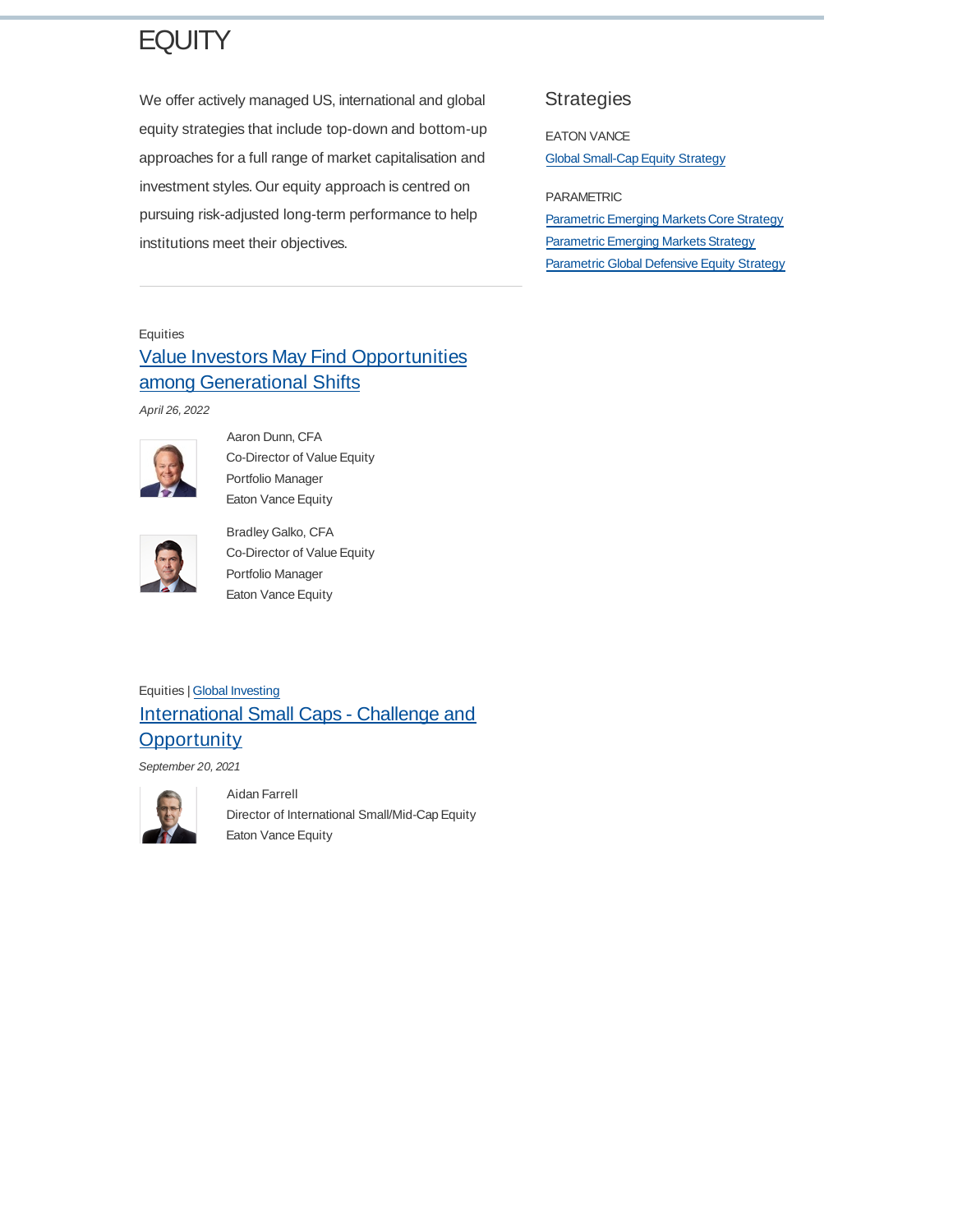# EQUITY

We offer actively managed US, international and global equity strategies that include top-down and bottom-up approaches for a full range of market capitalisation and investment styles. Our equity approach is centred on pursuing risk-adjusted long-term performance to help institutions meet their objectives.

## Strategies

EATON VANCE

Global Small-Cap Equity Strategy

PARAMETRIC

Parametric Emerging Markets Core Strategy

Parametric Emerging Markets Strategy

Parametric Global Defensive Equity Strategy

---

Equities

### Value Investors May Find Opportunities among Generational Shifts

*April 26, 2022*

Aaron Dunn, CFA
Co-Director of Value Equity
Portfolio Manager
Eaton Vance Equity

Bradley Galko, CFA
Co-Director of Value Equity
Portfolio Manager
Eaton Vance Equity

Equities | Global Investing

### International Small Caps - Challenge and Opportunity

*September 20, 2021*

Aidan Farrell
Director of International Small/Mid-Cap Equity
Eaton Vance Equity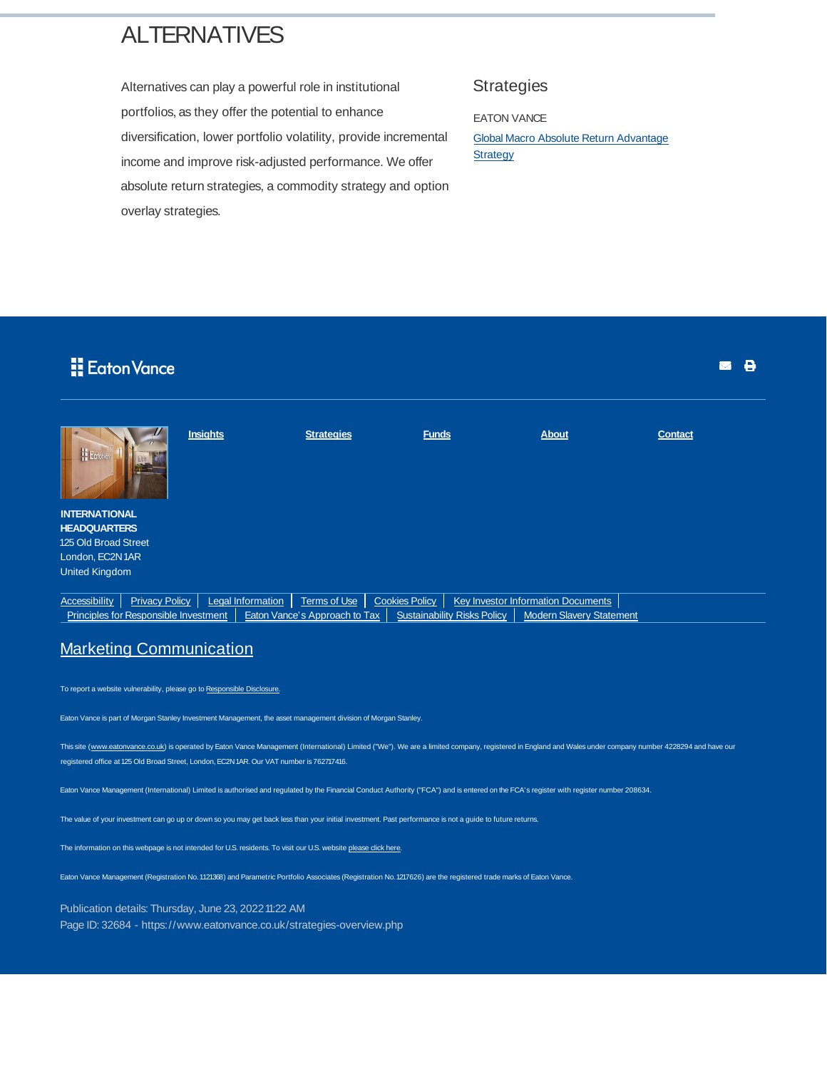# ALTERNATIVES

Alternatives can play a powerful role in institutional portfolios, as they offer the potential to enhance diversification, lower portfolio volatility, provide incremental income and improve risk-adjusted performance. We offer absolute return strategies, a commodity strategy and option overlay strategies.

## Strategies

EATON VANCE

Global Macro Absolute Return Advantage Strategy

Eaton Vance

Insights | Strategies | Funds | About | Contact

**INTERNATIONAL HEADQUARTERS**
125 Old Broad Street
London, EC2N 1AR
United Kingdom

Accessibility | Privacy Policy | Legal Information | Terms of Use | Cookies Policy | Key Investor Information Documents | Principles for Responsible Investment | Eaton Vance's Approach to Tax | Sustainability Risks Policy | Modern Slavery Statement

## Marketing Communication

To report a website vulnerability, please go to Responsible Disclosure.

Eaton Vance is part of Morgan Stanley Investment Management, the asset management division of Morgan Stanley.

This site (www.eatonvance.co.uk) is operated by Eaton Vance Management (International) Limited ("We"). We are a limited company, registered in England and Wales under company number 4228294 and have our registered office at 125 Old Broad Street, London, EC2N 1AR. Our VAT number is 762717416.

Eaton Vance Management (International) Limited is authorised and regulated by the Financial Conduct Authority ("FCA") and is entered on the FCA's register with register number 208634.

The value of your investment can go up or down so you may get back less than your initial investment. Past performance is not a guide to future returns.

The information on this webpage is not intended for U.S. residents. To visit our U.S. website please click here.

Eaton Vance Management (Registration No. 1121368) and Parametric Portfolio Associates (Registration No. 1217626) are the registered trade marks of Eaton Vance.

Publication details: Thursday, June 23, 2022 11:22 AM
Page ID: 32684 - https://www.eatonvance.co.uk/strategies-overview.php